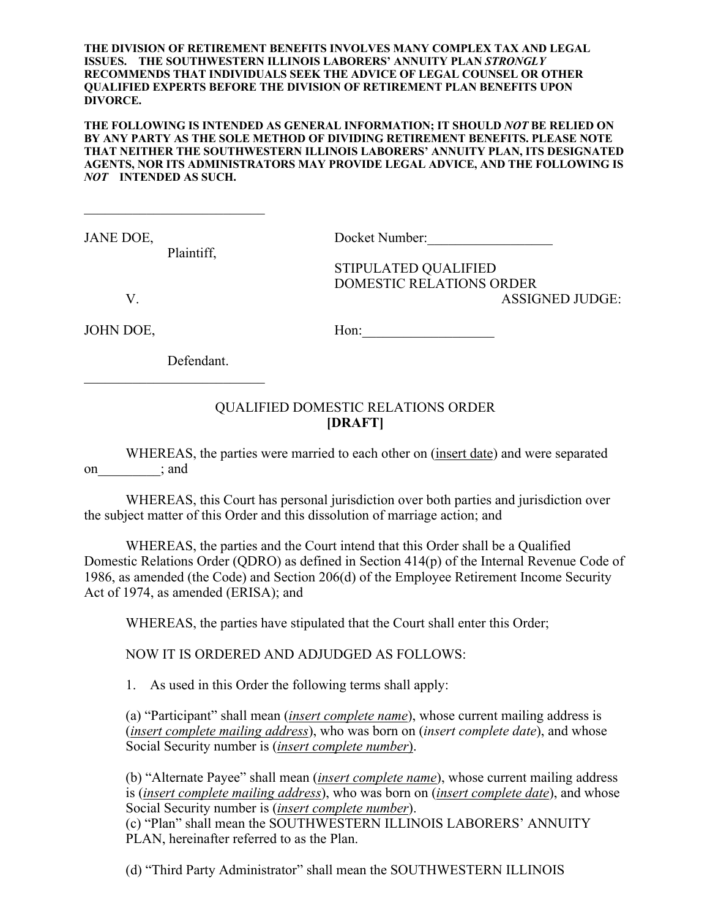**THE DIVISION OF RETIREMENT BENEFITS INVOLVES MANY COMPLEX TAX AND LEGAL ISSUES. THE SOUTHWESTERN ILLINOIS LABORERS' ANNUITY PLAN *STRONGLY* RECOMMENDS THAT INDIVIDUALS SEEK THE ADVICE OF LEGAL COUNSEL OR OTHER QUALIFIED EXPERTS BEFORE THE DIVISION OF RETIREMENT PLAN BENEFITS UPON DIVORCE.**

**THE FOLLOWING IS INTENDED AS GENERAL INFORMATION; IT SHOULD *NOT* BE RELIED ON BY ANY PARTY AS THE SOLE METHOD OF DIVIDING RETIREMENT BENEFITS. PLEASE NOTE THAT NEITHER THE SOUTHWESTERN ILLINOIS LABORERS' ANNUITY PLAN, ITS DESIGNATED AGENTS, NOR ITS ADMINISTRATORS MAY PROVIDE LEGAL ADVICE, AND THE FOLLOWING IS *NOT* INTENDED AS SUCH.**

___________________________

| | |
|---|---|
| JANE DOE, | Docket Number:__________________ |
| Plaintiff, | |
| | STIPULATED QUALIFIED DOMESTIC RELATIONS ORDER |
| V. | ASSIGNED JUDGE: |
| JOHN DOE, | Hon:___________________ |
| Defendant. | |

___________________________

QUALIFIED DOMESTIC RELATIONS ORDER
**[DRAFT]**

WHEREAS, the parties were married to each other on (insert date) and were separated on_________; and

WHEREAS, this Court has personal jurisdiction over both parties and jurisdiction over the subject matter of this Order and this dissolution of marriage action; and

WHEREAS, the parties and the Court intend that this Order shall be a Qualified Domestic Relations Order (QDRO) as defined in Section 414(p) of the Internal Revenue Code of 1986, as amended (the Code) and Section 206(d) of the Employee Retirement Income Security Act of 1974, as amended (ERISA); and

WHEREAS, the parties have stipulated that the Court shall enter this Order;

NOW IT IS ORDERED AND ADJUDGED AS FOLLOWS:

1. As used in this Order the following terms shall apply:

(a) "Participant" shall mean (*insert complete name*), whose current mailing address is (*insert complete mailing address*), who was born on (*insert complete date*), and whose Social Security number is (*insert complete number*).

(b) "Alternate Payee" shall mean (*insert complete name*), whose current mailing address is (*insert complete mailing address*), who was born on (*insert complete date*), and whose Social Security number is (*insert complete number*).

(c) "Plan" shall mean the SOUTHWESTERN ILLINOIS LABORERS' ANNUITY PLAN, hereinafter referred to as the Plan.

(d) "Third Party Administrator" shall mean the SOUTHWESTERN ILLINOIS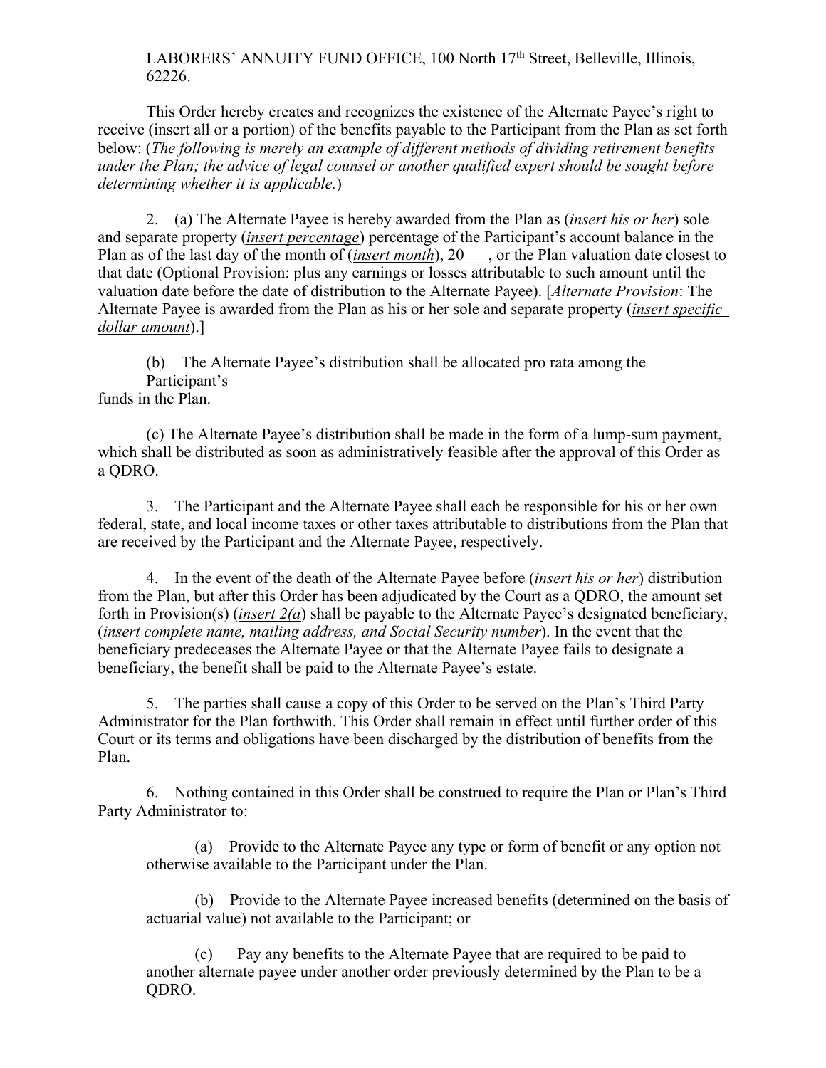LABORERS' ANNUITY FUND OFFICE, 100 North 17th Street, Belleville, Illinois, 62226.

This Order hereby creates and recognizes the existence of the Alternate Payee's right to receive (insert all or a portion) of the benefits payable to the Participant from the Plan as set forth below: (*The following is merely an example of different methods of dividing retirement benefits under the Plan; the advice of legal counsel or another qualified expert should be sought before determining whether it is applicable.*)

2. (a) The Alternate Payee is hereby awarded from the Plan as (*insert his or her*) sole and separate property (*insert percentage*) percentage of the Participant's account balance in the Plan as of the last day of the month of (*insert month*), 20___, or the Plan valuation date closest to that date (Optional Provision: plus any earnings or losses attributable to such amount until the valuation date before the date of distribution to the Alternate Payee). [*Alternate Provision*: The Alternate Payee is awarded from the Plan as his or her sole and separate property (*insert specific dollar amount*).]

(b) The Alternate Payee's distribution shall be allocated pro rata among the Participant's funds in the Plan.

(c) The Alternate Payee's distribution shall be made in the form of a lump-sum payment, which shall be distributed as soon as administratively feasible after the approval of this Order as a QDRO.

3. The Participant and the Alternate Payee shall each be responsible for his or her own federal, state, and local income taxes or other taxes attributable to distributions from the Plan that are received by the Participant and the Alternate Payee, respectively.

4. In the event of the death of the Alternate Payee before (*insert his or her*) distribution from the Plan, but after this Order has been adjudicated by the Court as a QDRO, the amount set forth in Provision(s) (*insert 2(a)*) shall be payable to the Alternate Payee's designated beneficiary, (*insert complete name, mailing address, and Social Security number*). In the event that the beneficiary predeceases the Alternate Payee or that the Alternate Payee fails to designate a beneficiary, the benefit shall be paid to the Alternate Payee's estate.

5. The parties shall cause a copy of this Order to be served on the Plan's Third Party Administrator for the Plan forthwith. This Order shall remain in effect until further order of this Court or its terms and obligations have been discharged by the distribution of benefits from the Plan.

6. Nothing contained in this Order shall be construed to require the Plan or Plan's Third Party Administrator to:

(a) Provide to the Alternate Payee any type or form of benefit or any option not otherwise available to the Participant under the Plan.

(b) Provide to the Alternate Payee increased benefits (determined on the basis of actuarial value) not available to the Participant; or

(c) Pay any benefits to the Alternate Payee that are required to be paid to another alternate payee under another order previously determined by the Plan to be a QDRO.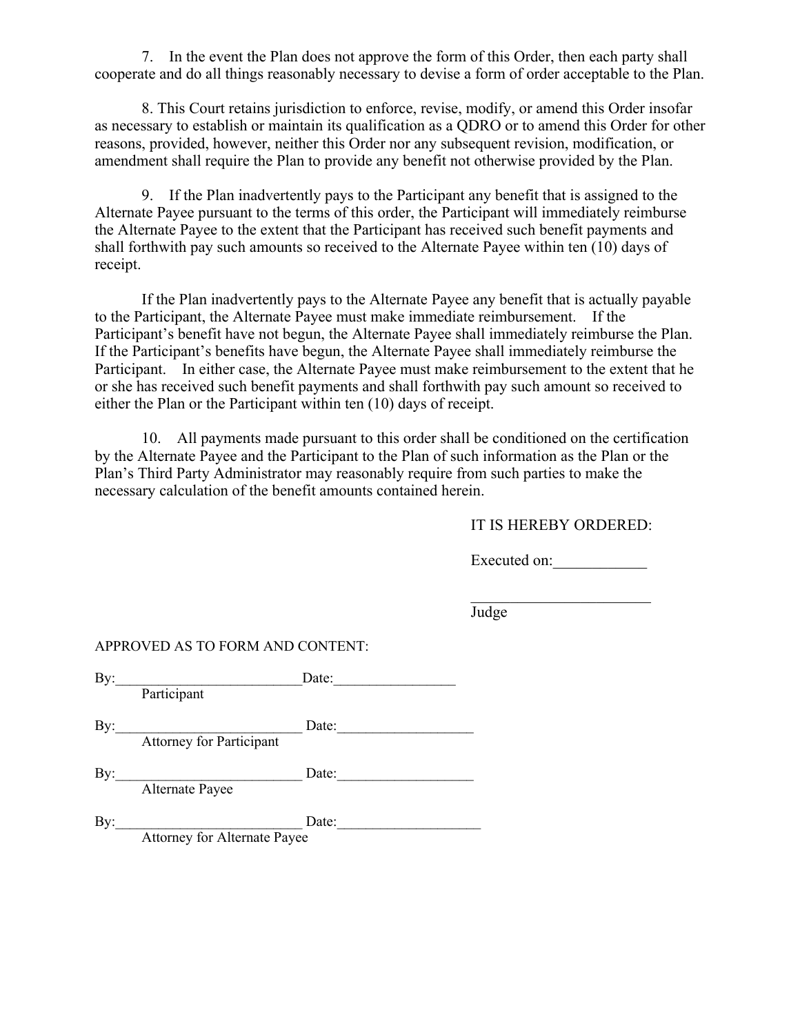7. In the event the Plan does not approve the form of this Order, then each party shall cooperate and do all things reasonably necessary to devise a form of order acceptable to the Plan.

8. This Court retains jurisdiction to enforce, revise, modify, or amend this Order insofar as necessary to establish or maintain its qualification as a QDRO or to amend this Order for other reasons, provided, however, neither this Order nor any subsequent revision, modification, or amendment shall require the Plan to provide any benefit not otherwise provided by the Plan.

9. If the Plan inadvertently pays to the Participant any benefit that is assigned to the Alternate Payee pursuant to the terms of this order, the Participant will immediately reimburse the Alternate Payee to the extent that the Participant has received such benefit payments and shall forthwith pay such amounts so received to the Alternate Payee within ten (10) days of receipt.

If the Plan inadvertently pays to the Alternate Payee any benefit that is actually payable to the Participant, the Alternate Payee must make immediate reimbursement. If the Participant's benefit have not begun, the Alternate Payee shall immediately reimburse the Plan. If the Participant's benefits have begun, the Alternate Payee shall immediately reimburse the Participant. In either case, the Alternate Payee must make reimbursement to the extent that he or she has received such benefit payments and shall forthwith pay such amount so received to either the Plan or the Participant within ten (10) days of receipt.

10. All payments made pursuant to this order shall be conditioned on the certification by the Alternate Payee and the Participant to the Plan of such information as the Plan or the Plan's Third Party Administrator may reasonably require from such parties to make the necessary calculation of the benefit amounts contained herein.

IT IS HEREBY ORDERED:

Executed on:____________

________________________
Judge

APPROVED AS TO FORM AND CONTENT:

By:__________________________Date:_________________
Participant

By:__________________________ Date:___________________
Attorney for Participant

By:__________________________ Date:___________________
Alternate Payee

By:__________________________ Date:____________________
Attorney for Alternate Payee